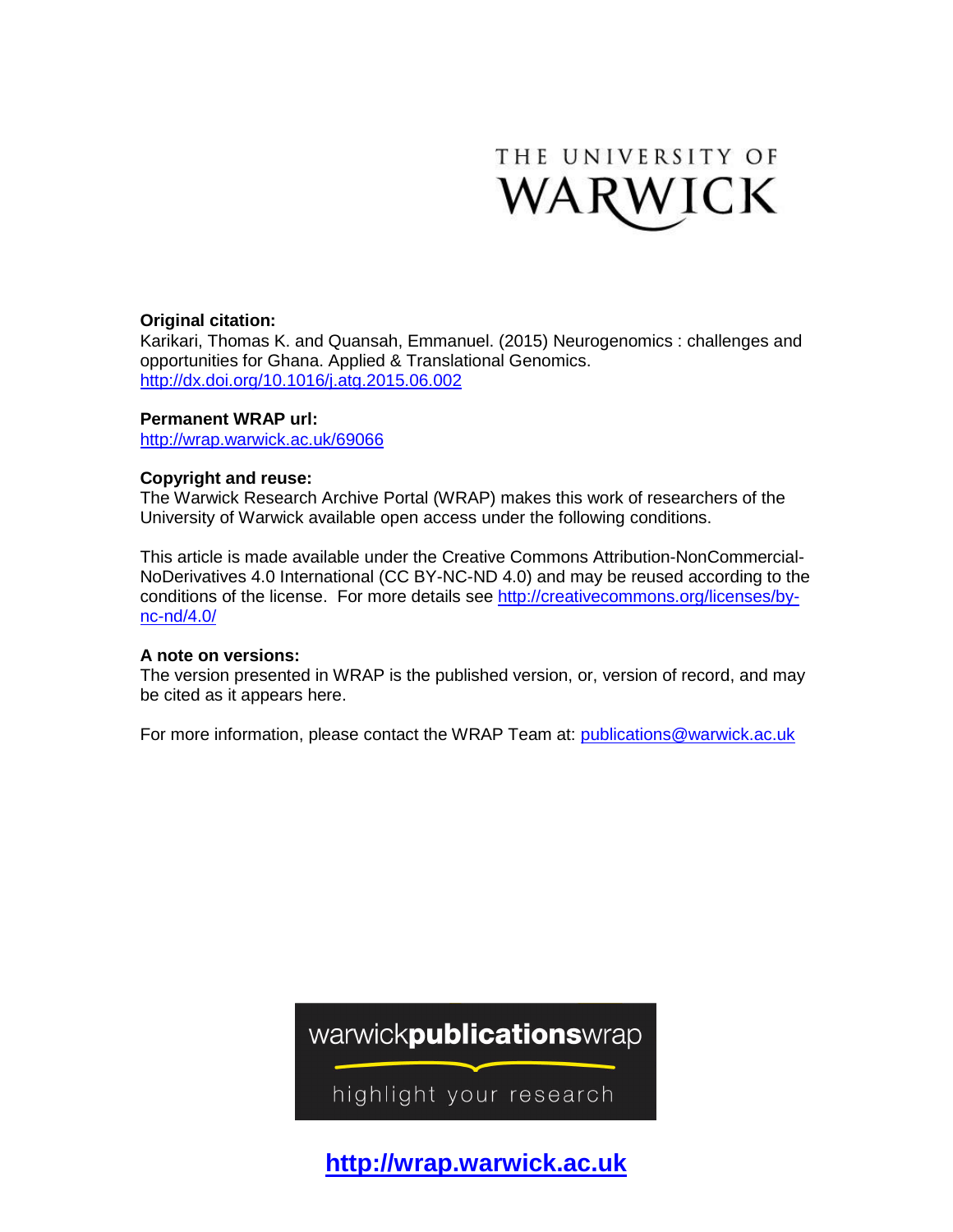THE UNIVERSITY OF WARWICK

**Original citation:**
Karikari, Thomas K. and Quansah, Emmanuel. (2015) Neurogenomics : challenges and opportunities for Ghana. Applied & Translational Genomics.
http://dx.doi.org/10.1016/j.atg.2015.06.002

**Permanent WRAP url:**
http://wrap.warwick.ac.uk/69066

**Copyright and reuse:**
The Warwick Research Archive Portal (WRAP) makes this work of researchers of the University of Warwick available open access under the following conditions.

This article is made available under the Creative Commons Attribution-NonCommercial-NoDerivatives 4.0 International (CC BY-NC-ND 4.0) and may be reused according to the conditions of the license. For more details see http://creativecommons.org/licenses/by-nc-nd/4.0/

**A note on versions:**
The version presented in WRAP is the published version, or, version of record, and may be cited as it appears here.

For more information, please contact the WRAP Team at: publications@warwick.ac.uk

warwick**publications**wrap

highlight your research

**http://wrap.warwick.ac.uk**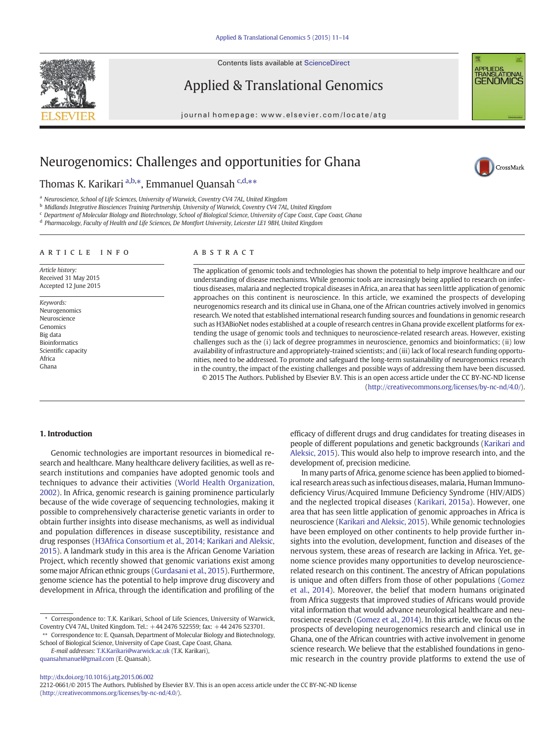# Neurogenomics: Challenges and opportunities for Ghana

Thomas K. Karikari [a,b,*], Emmanuel Quansah [c,d,**]

[a] Neuroscience, School of Life Sciences, University of Warwick, Coventry CV4 7AL, United Kingdom
[b] Midlands Integrative Biosciences Training Partnership, University of Warwick, Coventry CV4 7AL, United Kingdom
[c] Department of Molecular Biology and Biotechnology, School of Biological Science, University of Cape Coast, Cape Coast, Ghana
[d] Pharmacology, Faculty of Health and Life Sciences, De Montfort University, Leicester LE1 9BH, United Kingdom

## ARTICLE INFO

*Article history:*
Received 31 May 2015
Accepted 12 June 2015

*Keywords:*
Neurogenomics
Neuroscience
Genomics
Big data
Bioinformatics
Scientific capacity
Africa
Ghana

## ABSTRACT

The application of genomic tools and technologies has shown the potential to help improve healthcare and our understanding of disease mechanisms. While genomic tools are increasingly being applied to research on infectious diseases, malaria and neglected tropical diseases in Africa, an area that has seen little application of genomic approaches on this continent is neuroscience. In this article, we examined the prospects of developing neurogenomics research and its clinical use in Ghana, one of the African countries actively involved in genomics research. We noted that established international research funding sources and foundations in genomic research such as H3ABioNet nodes established at a couple of research centres in Ghana provide excellent platforms for extending the usage of genomic tools and techniques to neuroscience-related research areas. However, existing challenges such as the (i) lack of degree programmes in neuroscience, genomics and bioinformatics; (ii) low availability of infrastructure and appropriately-trained scientists; and (iii) lack of local research funding opportunities, need to be addressed. To promote and safeguard the long-term sustainability of neurogenomics research in the country, the impact of the existing challenges and possible ways of addressing them have been discussed.

© 2015 The Authors. Published by Elsevier B.V. This is an open access article under the CC BY-NC-ND license (http://creativecommons.org/licenses/by-nc-nd/4.0/).

## 1. Introduction

Genomic technologies are important resources in biomedical research and healthcare. Many healthcare delivery facilities, as well as research institutions and companies have adopted genomic tools and techniques to advance their activities (World Health Organization, 2002). In Africa, genomic research is gaining prominence particularly because of the wide coverage of sequencing technologies, making it possible to comprehensively characterise genetic variants in order to obtain further insights into disease mechanisms, as well as individual and population differences in disease susceptibility, resistance and drug responses (H3Africa Consortium et al., 2014; Karikari and Aleksic, 2015). A landmark study in this area is the African Genome Variation Project, which recently showed that genomic variations exist among some major African ethnic groups (Gurdasani et al., 2015). Furthermore, genome science has the potential to help improve drug discovery and development in Africa, through the identification and profiling of the efficacy of different drugs and drug candidates for treating diseases in people of different populations and genetic backgrounds (Karikari and Aleksic, 2015). This would also help to improve research into, and the development of, precision medicine.

In many parts of Africa, genome science has been applied to biomedical research areas such as infectious diseases, malaria, Human Immunodeficiency Virus/Acquired Immune Deficiency Syndrome (HIV/AIDS) and the neglected tropical diseases (Karikari, 2015a). However, one area that has seen little application of genomic approaches in Africa is neuroscience (Karikari and Aleksic, 2015). While genomic technologies have been employed on other continents to help provide further insights into the evolution, development, function and diseases of the nervous system, these areas of research are lacking in Africa. Yet, genome science provides many opportunities to develop neuroscience-related research on this continent. The ancestry of African populations is unique and often differs from those of other populations (Gomez et al., 2014). Moreover, the belief that modern humans originated from Africa suggests that improved studies of Africans would provide vital information that would advance neurological healthcare and neuroscience research (Gomez et al., 2014). In this article, we focus on the prospects of developing neurogenomics research and clinical use in Ghana, one of the African countries with active involvement in genome science research. We believe that the established foundations in genomic research in the country provide platforms to extend the use of

\* Correspondence to: T.K. Karikari, School of Life Sciences, University of Warwick, Coventry CV4 7AL, United Kingdom. Tel.: +44 2476 522559; fax: +44 2476 523701.
\*\* Correspondence to: E. Quansah, Department of Molecular Biology and Biotechnology, School of Biological Science, University of Cape Coast, Cape Coast, Ghana.
*E-mail addresses:* T.K.Karikari@warwick.ac.uk (T.K. Karikari), quansahmanuel@gmail.com (E. Quansah).

http://dx.doi.org/10.1016/j.atg.2015.06.002
2212-0661/© 2015 The Authors. Published by Elsevier B.V. This is an open access article under the CC BY-NC-ND license (http://creativecommons.org/licenses/by-nc-nd/4.0/).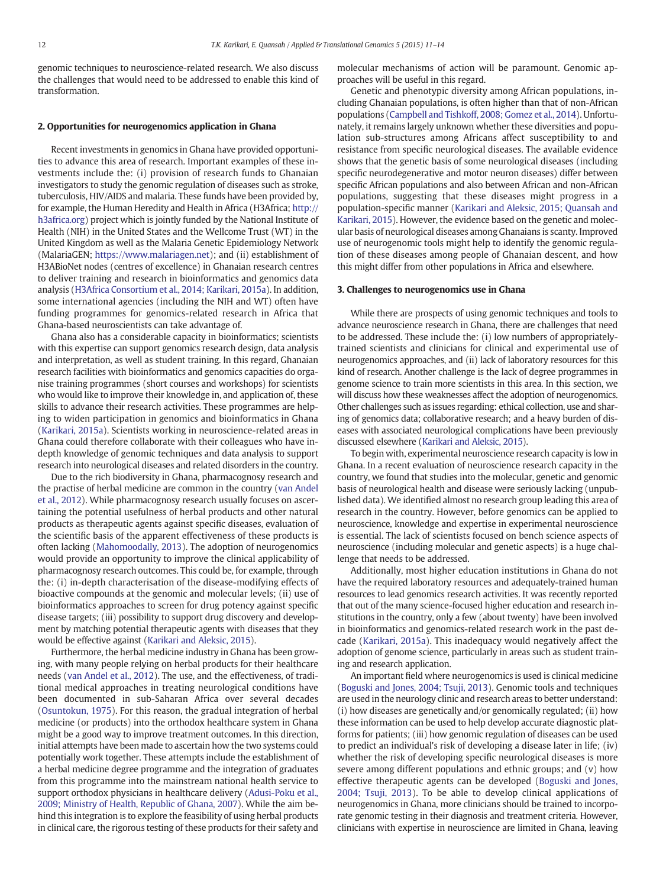genomic techniques to neuroscience-related research. We also discuss the challenges that would need to be addressed to enable this kind of transformation.

## 2. Opportunities for neurogenomics application in Ghana

Recent investments in genomics in Ghana have provided opportunities to advance this area of research. Important examples of these investments include the: (i) provision of research funds to Ghanaian investigators to study the genomic regulation of diseases such as stroke, tuberculosis, HIV/AIDS and malaria. These funds have been provided by, for example, the Human Heredity and Health in Africa (H3Africa; http://h3africa.org) project which is jointly funded by the National Institute of Health (NIH) in the United States and the Wellcome Trust (WT) in the United Kingdom as well as the Malaria Genetic Epidemiology Network (MalariaGEN; https://www.malariagen.net); and (ii) establishment of H3ABioNet nodes (centres of excellence) in Ghanaian research centres to deliver training and research in bioinformatics and genomics data analysis (H3Africa Consortium et al., 2014; Karikari, 2015a). In addition, some international agencies (including the NIH and WT) often have funding programmes for genomics-related research in Africa that Ghana-based neuroscientists can take advantage of.

Ghana also has a considerable capacity in bioinformatics; scientists with this expertise can support genomics research design, data analysis and interpretation, as well as student training. In this regard, Ghanaian research facilities with bioinformatics and genomics capacities do organise training programmes (short courses and workshops) for scientists who would like to improve their knowledge in, and application of, these skills to advance their research activities. These programmes are helping to widen participation in genomics and bioinformatics in Ghana (Karikari, 2015a). Scientists working in neuroscience-related areas in Ghana could therefore collaborate with their colleagues who have in-depth knowledge of genomic techniques and data analysis to support research into neurological diseases and related disorders in the country.

Due to the rich biodiversity in Ghana, pharmacognosy research and the practise of herbal medicine are common in the country (van Andel et al., 2012). While pharmacognosy research usually focuses on ascertaining the potential usefulness of herbal products and other natural products as therapeutic agents against specific diseases, evaluation of the scientific basis of the apparent effectiveness of these products is often lacking (Mahomoodally, 2013). The adoption of neurogenomics would provide an opportunity to improve the clinical applicability of pharmacognosy research outcomes. This could be, for example, through the: (i) in-depth characterisation of the disease-modifying effects of bioactive compounds at the genomic and molecular levels; (ii) use of bioinformatics approaches to screen for drug potency against specific disease targets; (iii) possibility to support drug discovery and development by matching potential therapeutic agents with diseases that they would be effective against (Karikari and Aleksic, 2015).

Furthermore, the herbal medicine industry in Ghana has been growing, with many people relying on herbal products for their healthcare needs (van Andel et al., 2012). The use, and the effectiveness, of traditional medical approaches in treating neurological conditions have been documented in sub-Saharan Africa over several decades (Osuntokun, 1975). For this reason, the gradual integration of herbal medicine (or products) into the orthodox healthcare system in Ghana might be a good way to improve treatment outcomes. In this direction, initial attempts have been made to ascertain how the two systems could potentially work together. These attempts include the establishment of a herbal medicine degree programme and the integration of graduates from this programme into the mainstream national health service to support orthodox physicians in healthcare delivery (Adusi-Poku et al., 2009; Ministry of Health, Republic of Ghana, 2007). While the aim behind this integration is to explore the feasibility of using herbal products in clinical care, the rigorous testing of these products for their safety and molecular mechanisms of action will be paramount. Genomic approaches will be useful in this regard.

Genetic and phenotypic diversity among African populations, including Ghanaian populations, is often higher than that of non-African populations (Campbell and Tishkoff, 2008; Gomez et al., 2014). Unfortunately, it remains largely unknown whether these diversities and population sub-structures among Africans affect susceptibility to and resistance from specific neurological diseases. The available evidence shows that the genetic basis of some neurological diseases (including specific neurodegenerative and motor neuron diseases) differ between specific African populations and also between African and non-African populations, suggesting that these diseases might progress in a population-specific manner (Karikari and Aleksic, 2015; Quansah and Karikari, 2015). However, the evidence based on the genetic and molecular basis of neurological diseases among Ghanaians is scanty. Improved use of neurogenomic tools might help to identify the genomic regulation of these diseases among people of Ghanaian descent, and how this might differ from other populations in Africa and elsewhere.

## 3. Challenges to neurogenomics use in Ghana

While there are prospects of using genomic techniques and tools to advance neuroscience research in Ghana, there are challenges that need to be addressed. These include the: (i) low numbers of appropriately-trained scientists and clinicians for clinical and experimental use of neurogenomics approaches, and (ii) lack of laboratory resources for this kind of research. Another challenge is the lack of degree programmes in genome science to train more scientists in this area. In this section, we will discuss how these weaknesses affect the adoption of neurogenomics. Other challenges such as issues regarding: ethical collection, use and sharing of genomics data; collaborative research; and a heavy burden of diseases with associated neurological complications have been previously discussed elsewhere (Karikari and Aleksic, 2015).

To begin with, experimental neuroscience research capacity is low in Ghana. In a recent evaluation of neuroscience research capacity in the country, we found that studies into the molecular, genetic and genomic basis of neurological health and disease were seriously lacking (unpublished data). We identified almost no research group leading this area of research in the country. However, before genomics can be applied to neuroscience, knowledge and expertise in experimental neuroscience is essential. The lack of scientists focused on bench science aspects of neuroscience (including molecular and genetic aspects) is a huge challenge that needs to be addressed.

Additionally, most higher education institutions in Ghana do not have the required laboratory resources and adequately-trained human resources to lead genomics research activities. It was recently reported that out of the many science-focused higher education and research institutions in the country, only a few (about twenty) have been involved in bioinformatics and genomics-related research work in the past decade (Karikari, 2015a). This inadequacy would negatively affect the adoption of genome science, particularly in areas such as student training and research application.

An important field where neurogenomics is used is clinical medicine (Boguski and Jones, 2004; Tsuji, 2013). Genomic tools and techniques are used in the neurology clinic and research areas to better understand: (i) how diseases are genetically and/or genomically regulated; (ii) how these information can be used to help develop accurate diagnostic platforms for patients; (iii) how genomic regulation of diseases can be used to predict an individual's risk of developing a disease later in life; (iv) whether the risk of developing specific neurological diseases is more severe among different populations and ethnic groups; and (v) how effective therapeutic agents can be developed (Boguski and Jones, 2004; Tsuji, 2013). To be able to develop clinical applications of neurogenomics in Ghana, more clinicians should be trained to incorporate genomic testing in their diagnosis and treatment criteria. However, clinicians with expertise in neuroscience are limited in Ghana, leaving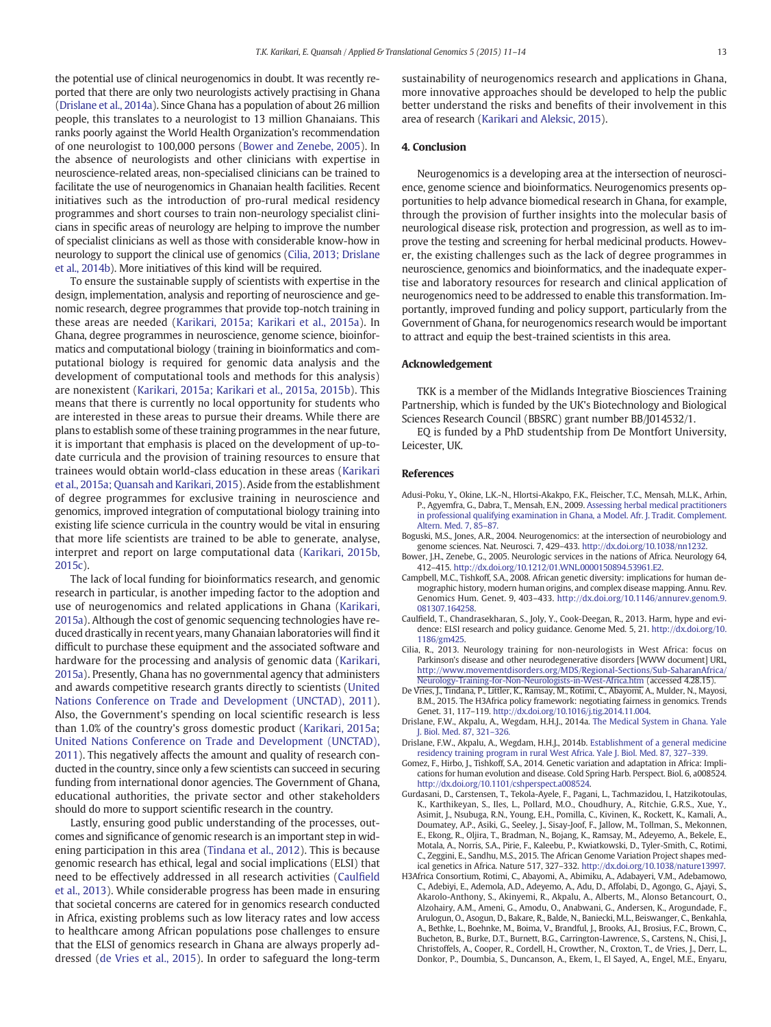the potential use of clinical neurogenomics in doubt. It was recently reported that there are only two neurologists actively practising in Ghana (Drislane et al., 2014a). Since Ghana has a population of about 26 million people, this translates to a neurologist to 13 million Ghanaians. This ranks poorly against the World Health Organization's recommendation of one neurologist to 100,000 persons (Bower and Zenebe, 2005). In the absence of neurologists and other clinicians with expertise in neuroscience-related areas, non-specialised clinicians can be trained to facilitate the use of neurogenomics in Ghanaian health facilities. Recent initiatives such as the introduction of pro-rural medical residency programmes and short courses to train non-neurology specialist clinicians in specific areas of neurology are helping to improve the number of specialist clinicians as well as those with considerable know-how in neurology to support the clinical use of genomics (Cilia, 2013; Drislane et al., 2014b). More initiatives of this kind will be required.

To ensure the sustainable supply of scientists with expertise in the design, implementation, analysis and reporting of neuroscience and genomic research, degree programmes that provide top-notch training in these areas are needed (Karikari, 2015a; Karikari et al., 2015a). In Ghana, degree programmes in neuroscience, genome science, bioinformatics and computational biology (training in bioinformatics and computational biology is required for genomic data analysis and the development of computational tools and methods for this analysis) are nonexistent (Karikari, 2015a; Karikari et al., 2015a, 2015b). This means that there is currently no local opportunity for students who are interested in these areas to pursue their dreams. While there are plans to establish some of these training programmes in the near future, it is important that emphasis is placed on the development of up-to-date curricula and the provision of training resources to ensure that trainees would obtain world-class education in these areas (Karikari et al., 2015a; Quansah and Karikari, 2015). Aside from the establishment of degree programmes for exclusive training in neuroscience and genomics, improved integration of computational biology training into existing life science curricula in the country would be vital in ensuring that more life scientists are trained to be able to generate, analyse, interpret and report on large computational data (Karikari, 2015b, 2015c).

The lack of local funding for bioinformatics research, and genomic research in particular, is another impeding factor to the adoption and use of neurogenomics and related applications in Ghana (Karikari, 2015a). Although the cost of genomic sequencing technologies have reduced drastically in recent years, many Ghanaian laboratories will find it difficult to purchase these equipment and the associated software and hardware for the processing and analysis of genomic data (Karikari, 2015a). Presently, Ghana has no governmental agency that administers and awards competitive research grants directly to scientists (United Nations Conference on Trade and Development (UNCTAD), 2011). Also, the Government's spending on local scientific research is less than 1.0% of the country's gross domestic product (Karikari, 2015a; United Nations Conference on Trade and Development (UNCTAD), 2011). This negatively affects the amount and quality of research conducted in the country, since only a few scientists can succeed in securing funding from international donor agencies. The Government of Ghana, educational authorities, the private sector and other stakeholders should do more to support scientific research in the country.

Lastly, ensuring good public understanding of the processes, outcomes and significance of genomic research is an important step in widening participation in this area (Tindana et al., 2012). This is because genomic research has ethical, legal and social implications (ELSI) that need to be effectively addressed in all research activities (Caulfield et al., 2013). While considerable progress has been made in ensuring that societal concerns are catered for in genomics research conducted in Africa, existing problems such as low literacy rates and low access to healthcare among African populations pose challenges to ensure that the ELSI of genomics research in Ghana are always properly addressed (de Vries et al., 2015). In order to safeguard the long-term sustainability of neurogenomics research and applications in Ghana, more innovative approaches should be developed to help the public better understand the risks and benefits of their involvement in this area of research (Karikari and Aleksic, 2015).

## 4. Conclusion

Neurogenomics is a developing area at the intersection of neuroscience, genome science and bioinformatics. Neurogenomics presents opportunities to help advance biomedical research in Ghana, for example, through the provision of further insights into the molecular basis of neurological disease risk, protection and progression, as well as to improve the testing and screening for herbal medicinal products. However, the existing challenges such as the lack of degree programmes in neuroscience, genomics and bioinformatics, and the inadequate expertise and laboratory resources for research and clinical application of neurogenomics need to be addressed to enable this transformation. Importantly, improved funding and policy support, particularly from the Government of Ghana, for neurogenomics research would be important to attract and equip the best-trained scientists in this area.

## Acknowledgement

TKK is a member of the Midlands Integrative Biosciences Training Partnership, which is funded by the UK's Biotechnology and Biological Sciences Research Council (BBSRC) grant number BB/J014532/1.

EQ is funded by a PhD studentship from De Montfort University, Leicester, UK.

## References

Adusi-Poku, Y., Okine, L.K.-N., Hlortsi-Akakpo, F.K., Fleischer, T.C., Mensah, M.L.K., Arhin, P., Agyemfra, G., Dabra, T., Mensah, E.N., 2009. Assessing herbal medical practitioners in professional qualifying examination in Ghana, a Model. Afr. J. Tradit. Complement. Altern. Med. 7, 85–87.

Boguski, M.S., Jones, A.R., 2004. Neurogenomics: at the intersection of neurobiology and genome sciences. Nat. Neurosci. 7, 429–433. http://dx.doi.org/10.1038/nn1232.

Bower, J.H., Zenebe, G., 2005. Neurologic services in the nations of Africa. Neurology 64, 412–415. http://dx.doi.org/10.1212/01.WNL.0000150894.53961.E2.

Campbell, M.C., Tishkoff, S.A., 2008. African genetic diversity: implications for human demographic history, modern human origins, and complex disease mapping. Annu. Rev. Genomics Hum. Genet. 9, 403–433. http://dx.doi.org/10.1146/annurev.genom.9.081307.164258.

Caulfield, T., Chandrasekharan, S., Joly, Y., Cook-Deegan, R., 2013. Harm, hype and evidence: ELSI research and policy guidance. Genome Med. 5, 21. http://dx.doi.org/10.1186/gm425.

Cilia, R., 2013. Neurology training for non-neurologists in West Africa: focus on Parkinson's disease and other neurodegenerative disorders [WWW document] URL, http://www.movementdisorders.org/MDS/Regional-Sections/Sub-SaharanAfrica/Neurology-Training-for-Non-Neurologists-in-West-Africa.htm (accessed 4.28.15).

De Vries, J., Tindana, P., Littler, K., Ramsay, M., Rotimi, C., Abayomi, A., Mulder, N., Mayosi, B.M., 2015. The H3Africa policy framework: negotiating fairness in genomics. Trends Genet. 31, 117–119. http://dx.doi.org/10.1016/j.tig.2014.11.004.

Drislane, F.W., Akpalu, A., Wegdam, H.H.J., 2014a. The Medical System in Ghana. Yale J. Biol. Med. 87, 321–326.

Drislane, F.W., Akpalu, A., Wegdam, H.H.J., 2014b. Establishment of a general medicine residency training program in rural West Africa. Yale J. Biol. Med. 87, 327–339.

Gomez, F., Hirbo, J., Tishkoff, S.A., 2014. Genetic variation and adaptation in Africa: Implications for human evolution and disease. Cold Spring Harb. Perspect. Biol. 6, a008524. http://dx.doi.org/10.1101/cshperspect.a008524.

Gurdasani, D., Carstensen, T., Tekola-Ayele, F., Pagani, L., Tachmazidou, I., Hatzikotoulas, K., Karthikeyan, S., Iles, L., Pollard, M.O., Choudhury, A., Ritchie, G.R.S., Xue, Y., Asimit, J., Nsubuga, R.N., Young, E.H., Pomilla, C., Kivinen, K., Rockett, K., Kamali, A., Doumatey, A.P., Asiki, G., Seeley, J., Sisay-Joof, F., Jallow, M., Tollman, S., Mekonnen, E., Ekong, R., Oljira, T., Bradman, N., Bojang, K., Ramsay, M., Adeyemo, A., Bekele, E., Motala, A., Norris, S.A., Pirie, F., Kaleebu, P., Kwiatkowski, D., Tyler-Smith, C., Rotimi, C., Zeggini, E., Sandhu, M.S., 2015. The African Genome Variation Project shapes medical genetics in Africa. Nature 517, 327–332. http://dx.doi.org/10.1038/nature13997.

H3Africa Consortium, Rotimi, C., Abayomi, A., Abimiku, A., Adabayeri, V.M., Adebamowo, C., Adebiyi, E., Ademola, A.D., Adeyemo, A., Adu, D., Affolabi, D., Agongo, G., Ajayi, S., Akarolo-Anthony, S., Akinyemi, R., Akpalu, A., Alberts, M., Alonso Betancourt, O., Alzohairy, A.M., Ameni, G., Amodu, O., Anabwani, G., Andersen, K., Arogundade, F., Arulogun, O., Asogun, D., Bakare, R., Balde, N., Baniecki, M.L., Beiswanger, C., Benkahla, A., Bethke, L., Boehnke, M., Boima, V., Brandful, J., Brooks, A.I., Brosius, F.C., Brown, C., Bucheton, B., Burke, D.T., Burnett, B.G., Carrington-Lawrence, S., Carstens, N., Chisi, J., Christoffels, A., Cooper, R., Cordell, H., Crowther, N., Croxton, T., de Vries, J., Derr, L., Donkor, P., Doumbia, S., Duncanson, A., Ekem, I., El Sayed, A., Engel, M.E., Enyaru,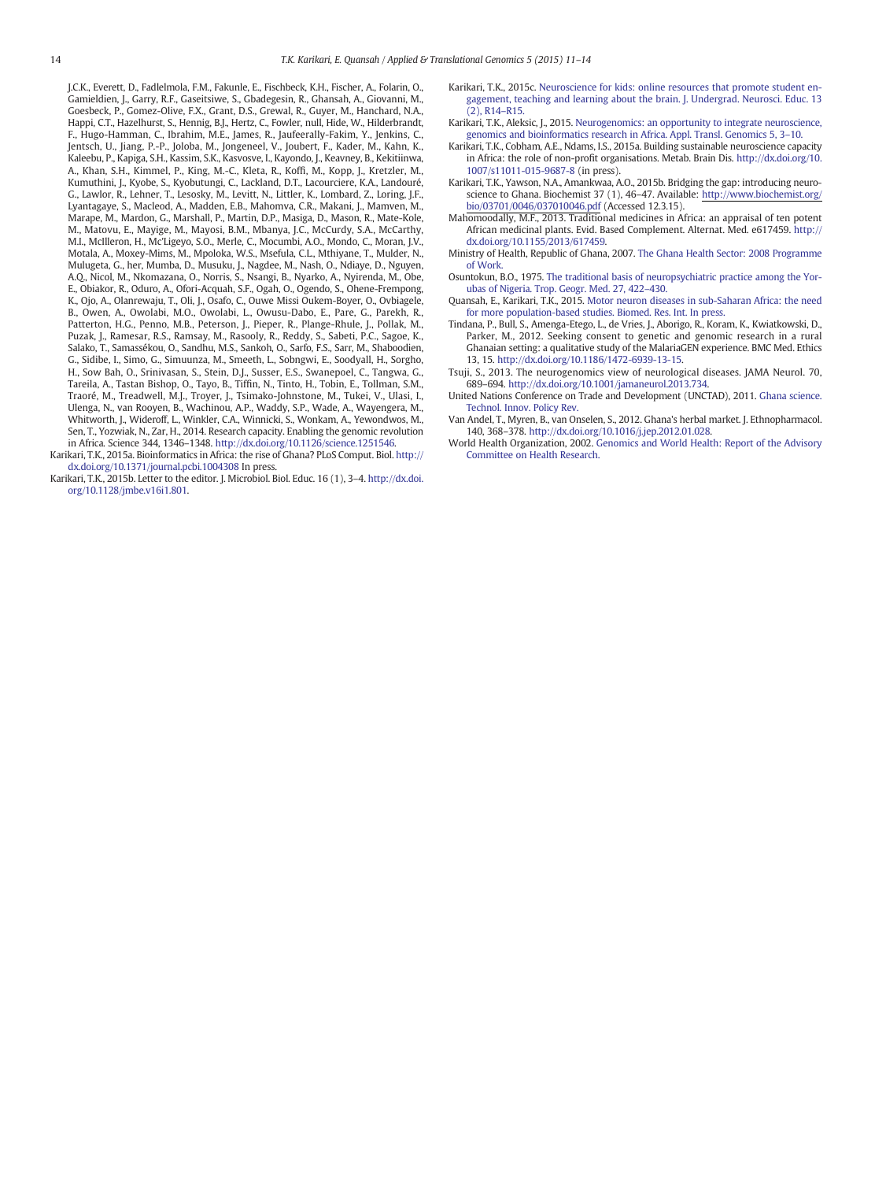J.C.K., Everett, D., Fadlelmola, F.M., Fakunle, E., Fischbeck, K.H., Fischer, A., Folarin, O., Gamieldien, J., Garry, R.F., Gaseitsiwe, S., Gbadegesin, R., Ghansah, A., Giovanni, M., Goesbeck, P., Gomez-Olive, F.X., Grant, D.S., Grewal, R., Guyer, M., Hanchard, N.A., Happi, C.T., Hazelhurst, S., Hennig, B.J., Hertz, C., Fowler, null, Hide, W., Hilderbrandt, F., Hugo-Hamman, C., Ibrahim, M.E., James, R., Jaufeerally-Fakim, Y., Jenkins, C., Jentsch, U., Jiang, P.-P., Joloba, M., Jongeneel, V., Joubert, F., Kader, M., Kahn, K., Kaleebu, P., Kapiga, S.H., Kassim, S.K., Kasvosve, I., Kayondo, J., Keavney, B., Kekitiinwa, A., Khan, S.H., Kimmel, P., King, M.-C., Kleta, R., Koffi, M., Kopp, J., Kretzler, M., Kumuthini, J., Kyobe, S., Kyobutungi, C., Lackland, D.T., Lacourciere, K.A., Landouré, G., Lawlor, R., Lehner, T., Lesosky, M., Levitt, N., Littler, K., Lombard, Z., Loring, J.F., Lyantagaye, S., Macleod, A., Madden, E.B., Mahomva, C.R., Makani, J., Mamven, M., Marape, M., Mardon, G., Marshall, P., Martin, D.P., Masiga, D., Mason, R., Mate-Kole, M., Matovu, E., Mayige, M., Mayosi, B.M., Mbanya, J.C., McCurdy, S.A., McCarthy, M.I., McIlleron, H., Mc'Ligeyo, S.O., Merle, C., Mocumbi, A.O., Mondo, C., Moran, J.V., Motala, A., Moxey-Mims, M., Mpoloka, W.S., Msefula, C.L., Mthiyane, T., Mulder, N., Mulugeta, G., her, Mumba, D., Musuku, J., Nagdee, M., Nash, O., Ndiaye, D., Nguyen, A.Q., Nicol, M., Nkomazana, O., Norris, S., Nsangi, B., Nyarko, A., Nyirenda, M., Obe, E., Obiakor, R., Oduro, A., Ofori-Acquah, S.F., Ogah, O., Ogendo, S., Ohene-Frempong, K., Ojo, A., Olanrewaju, T., Oli, J., Osafo, C., Ouwe Missi Oukem-Boyer, O., Ovbiagele, B., Owen, A., Owolabi, M.O., Owolabi, L., Owusu-Dabo, E., Pare, G., Parekh, R., Patterton, H.G., Penno, M.B., Peterson, J., Pieper, R., Plange-Rhule, J., Pollak, M., Puzak, J., Ramesar, R.S., Ramsay, M., Rasooly, R., Reddy, S., Sabeti, P.C., Sagoe, K., Salako, T., Samassékou, O., Sandhu, M.S., Sankoh, O., Sarfo, F.S., Sarr, M., Shaboodien, G., Sidibe, I., Simo, G., Simuunza, M., Smeeth, L., Sobngwi, E., Soodyall, H., Sorgho, H., Sow Bah, O., Srinivasan, S., Stein, D.J., Susser, E.S., Swanepoel, C., Tangwa, G., Tareila, A., Tastan Bishop, O., Tayo, B., Tiffin, N., Tinto, H., Tobin, E., Tollman, S.M., Traoré, M., Treadwell, M.J., Troyer, J., Tsimako-Johnstone, M., Tukei, V., Ulasi, I., Ulenga, N., van Rooyen, B., Wachinou, A.P., Waddy, S.P., Wade, A., Wayengera, M., Whitworth, J., Wideroff, L., Winkler, C.A., Winnicki, S., Wonkam, A., Yewondwos, M., Sen, T., Yozwiak, N., Zar, H., 2014. Research capacity. Enabling the genomic revolution in Africa. Science 344, 1346–1348. http://dx.doi.org/10.1126/science.1251546.

Karikari, T.K., 2015a. Bioinformatics in Africa: the rise of Ghana? PLoS Comput. Biol. http://dx.doi.org/10.1371/journal.pcbi.1004308 In press.

Karikari, T.K., 2015b. Letter to the editor. J. Microbiol. Biol. Educ. 16 (1), 3–4. http://dx.doi.org/10.1128/jmbe.v16i1.801.

Karikari, T.K., 2015c. Neuroscience for kids: online resources that promote student engagement, teaching and learning about the brain. J. Undergrad. Neurosci. Educ. 13 (2), R14–R15.

Karikari, T.K., Aleksic, J., 2015. Neurogenomics: an opportunity to integrate neuroscience, genomics and bioinformatics research in Africa. Appl. Transl. Genomics 5, 3–10.

Karikari, T.K., Cobham, A.E., Ndams, I.S., 2015a. Building sustainable neuroscience capacity in Africa: the role of non-profit organisations. Metab. Brain Dis. http://dx.doi.org/10.1007/s11011-015-9687-8 (in press).

Karikari, T.K., Yawson, N.A., Amankwaa, A.O., 2015b. Bridging the gap: introducing neuroscience to Ghana. Biochemist 37 (1), 46–47. Available: http://www.biochemist.org/bio/03701/0046/037010046.pdf (Accessed 12.3.15).

Mahomoodally, M.F., 2013. Traditional medicines in Africa: an appraisal of ten potent African medicinal plants. Evid. Based Complement. Alternat. Med. e617459. http://dx.doi.org/10.1155/2013/617459.

Ministry of Health, Republic of Ghana, 2007. The Ghana Health Sector: 2008 Programme of Work.

Osuntokun, B.O., 1975. The traditional basis of neuropsychiatric practice among the Yorubas of Nigeria. Trop. Geogr. Med. 27, 422–430.

Quansah, E., Karikari, T.K., 2015. Motor neuron diseases in sub-Saharan Africa: the need for more population-based studies. Biomed. Res. Int. In press.

Tindana, P., Bull, S., Amenga-Etego, L., de Vries, J., Aborigo, R., Koram, K., Kwiatkowski, D., Parker, M., 2012. Seeking consent to genetic and genomic research in a rural Ghanaian setting: a qualitative study of the MalariaGEN experience. BMC Med. Ethics 13, 15. http://dx.doi.org/10.1186/1472-6939-13-15.

Tsuji, S., 2013. The neurogenomics view of neurological diseases. JAMA Neurol. 70, 689–694. http://dx.doi.org/10.1001/jamaneurol.2013.734.

United Nations Conference on Trade and Development (UNCTAD), 2011. Ghana science. Technol. Innov. Policy Rev.

Van Andel, T., Myren, B., van Onselen, S., 2012. Ghana's herbal market. J. Ethnopharmacol. 140, 368–378. http://dx.doi.org/10.1016/j.jep.2012.01.028.

World Health Organization, 2002. Genomics and World Health: Report of the Advisory Committee on Health Research.